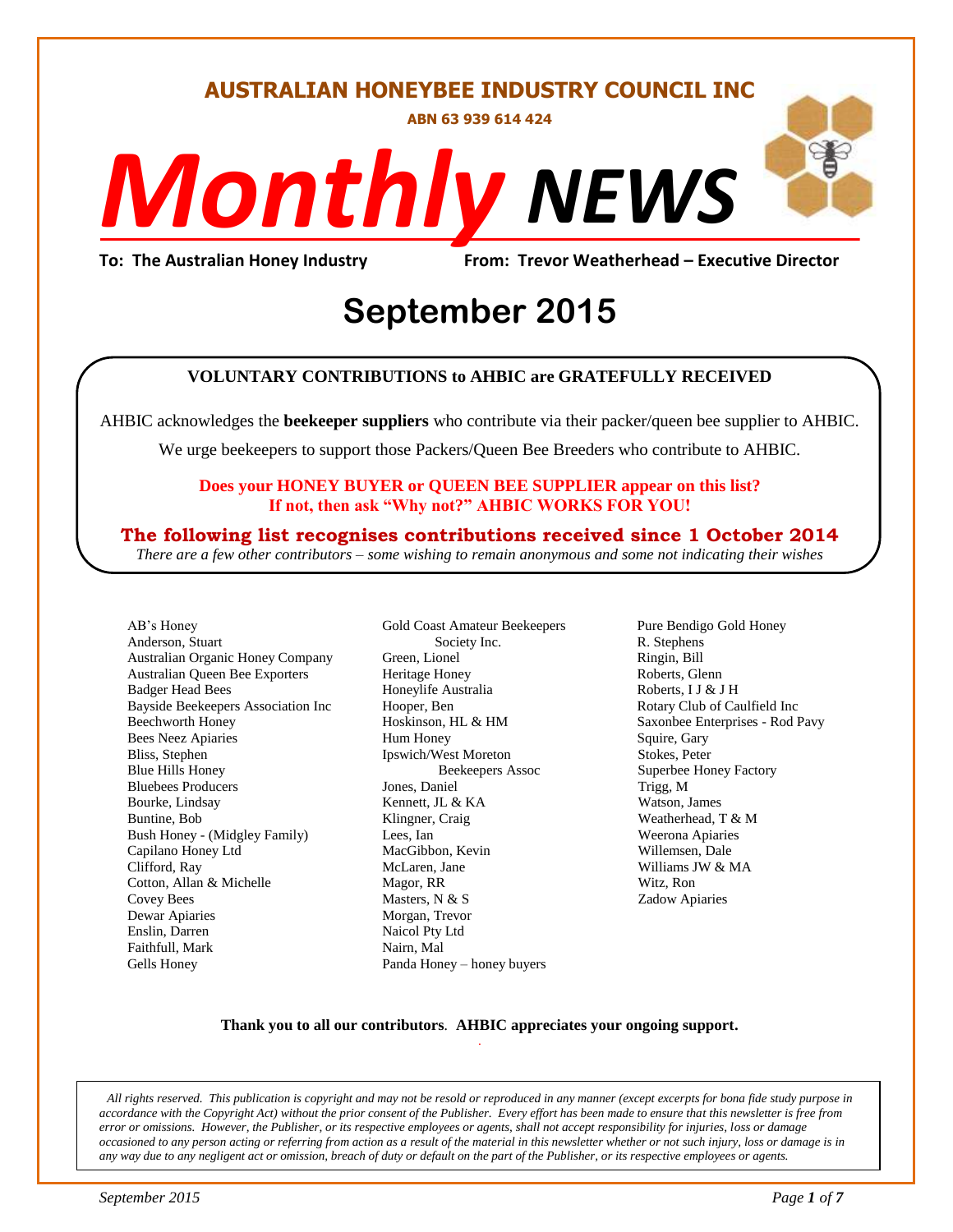# AUSTRALIAN HONEYBEE INDUSTRY COUNCIL INC

**ABN 63 939 614 424**

# *Monthly* NEWS

**To: The Australian Honey Industry** **From: Trevor Weatherhead – Executive Director**

## September 2015

**VOLUNTARY CONTRIBUTIONS to AHBIC are GRATEFULLY RECEIVED**

AHBIC acknowledges the **beekeeper suppliers** who contribute via their packer/queen bee supplier to AHBIC.

We urge beekeepers to support those Packers/Queen Bee Breeders who contribute to AHBIC.

**Does your HONEY BUYER or QUEEN BEE SUPPLIER appear on this list?**
**If not, then ask "Why not?" AHBIC WORKS FOR YOU!**

**The following list recognises contributions received since 1 October 2014**

*There are a few other contributors – some wishing to remain anonymous and some not indicating their wishes*

AB's Honey
Anderson, Stuart
Australian Organic Honey Company
Australian Queen Bee Exporters
Badger Head Bees
Bayside Beekeepers Association Inc
Beechworth Honey
Bees Neez Apiaries
Bliss, Stephen
Blue Hills Honey
Bluebees Producers
Bourke, Lindsay
Buntine, Bob
Bush Honey - (Midgley Family)
Capilano Honey Ltd
Clifford, Ray
Cotton, Allan & Michelle
Covey Bees
Dewar Apiaries
Enslin, Darren
Faithfull, Mark
Gells Honey
Gold Coast Amateur Beekeepers Society Inc.
Green, Lionel
Heritage Honey
Honeylife Australia
Hooper, Ben
Hoskinson, HL & HM
Hum Honey
Ipswich/West Moreton Beekeepers Assoc
Jones, Daniel
Kennett, JL & KA
Klingner, Craig
Lees, Ian
MacGibbon, Kevin
McLaren, Jane
Magor, RR
Masters, N & S
Morgan, Trevor
Naicol Pty Ltd
Nairn, Mal
Panda Honey – honey buyers
Pure Bendigo Gold Honey
R. Stephens
Ringin, Bill
Roberts, Glenn
Roberts, I J & J H
Rotary Club of Caulfield Inc
Saxonbee Enterprises - Rod Pavy
Squire, Gary
Stokes, Peter
Superbee Honey Factory
Trigg, M
Watson, James
Weatherhead, T & M
Weerona Apiaries
Willemsen, Dale
Williams JW & MA
Witz, Ron
Zadow Apiaries

**Thank you to all our contributors**. **AHBIC appreciates your ongoing support.**

*All rights reserved. This publication is copyright and may not be resold or reproduced in any manner (except excerpts for bona fide study purpose in accordance with the Copyright Act) without the prior consent of the Publisher. Every effort has been made to ensure that this newsletter is free from error or omissions. However, the Publisher, or its respective employees or agents, shall not accept responsibility for injuries, loss or damage occasioned to any person acting or referring from action as a result of the material in this newsletter whether or not such injury, loss or damage is in any way due to any negligent act or omission, breach of duty or default on the part of the Publisher, or its respective employees or agents.*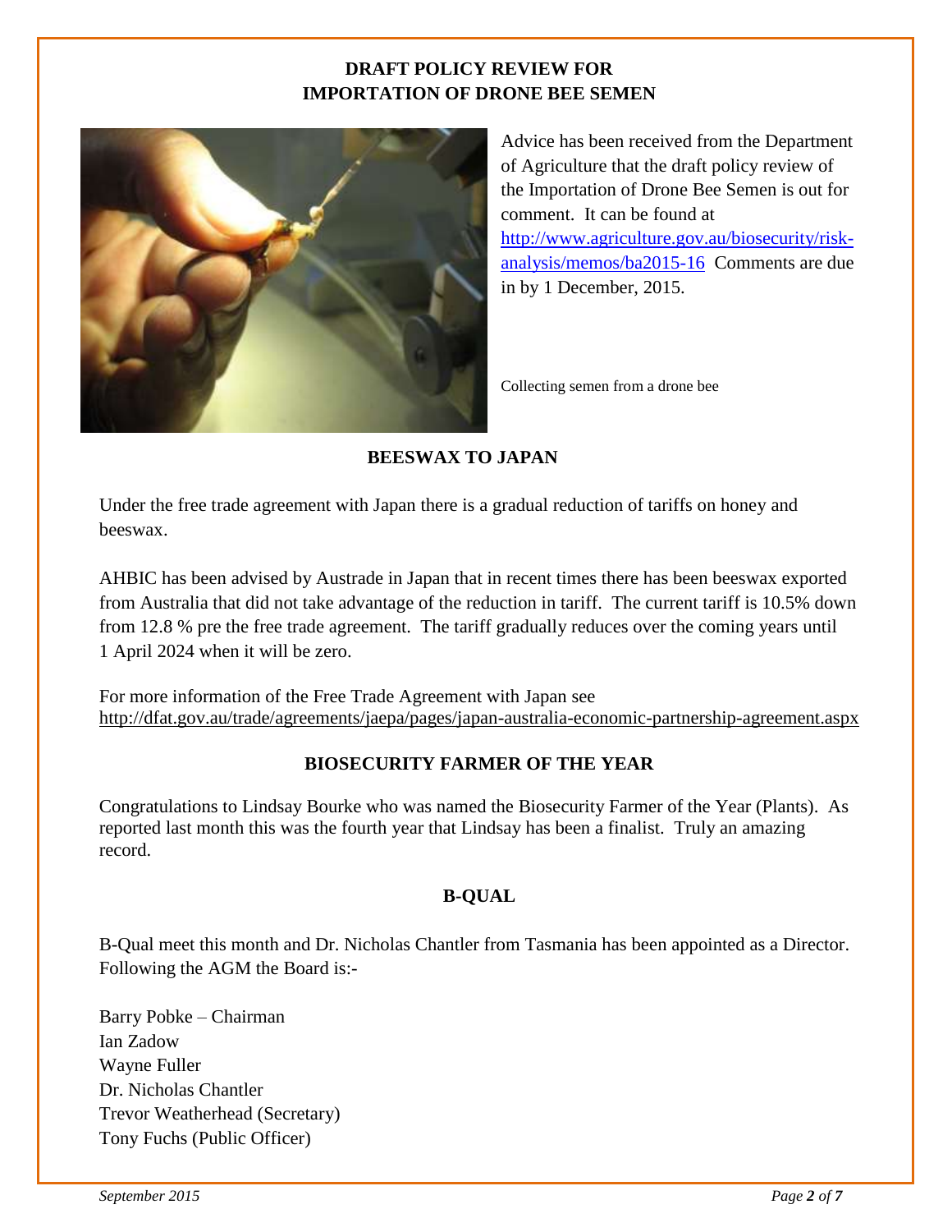## DRAFT POLICY REVIEW FOR IMPORTATION OF DRONE BEE SEMEN

Advice has been received from the Department of Agriculture that the draft policy review of the Importation of Drone Bee Semen is out for comment. It can be found at http://www.agriculture.gov.au/biosecurity/risk-analysis/memos/ba2015-16 Comments are due in by 1 December, 2015.

Collecting semen from a drone bee

## BEESWAX TO JAPAN

Under the free trade agreement with Japan there is a gradual reduction of tariffs on honey and beeswax.

AHBIC has been advised by Austrade in Japan that in recent times there has been beeswax exported from Australia that did not take advantage of the reduction in tariff. The current tariff is 10.5% down from 12.8 % pre the free trade agreement. The tariff gradually reduces over the coming years until 1 April 2024 when it will be zero.

For more information of the Free Trade Agreement with Japan see http://dfat.gov.au/trade/agreements/jaepa/pages/japan-australia-economic-partnership-agreement.aspx

## BIOSECURITY FARMER OF THE YEAR

Congratulations to Lindsay Bourke who was named the Biosecurity Farmer of the Year (Plants). As reported last month this was the fourth year that Lindsay has been a finalist. Truly an amazing record.

## B-QUAL

B-Qual meet this month and Dr. Nicholas Chantler from Tasmania has been appointed as a Director. Following the AGM the Board is:-

Barry Pobke – Chairman
Ian Zadow
Wayne Fuller
Dr. Nicholas Chantler
Trevor Weatherhead (Secretary)
Tony Fuchs (Public Officer)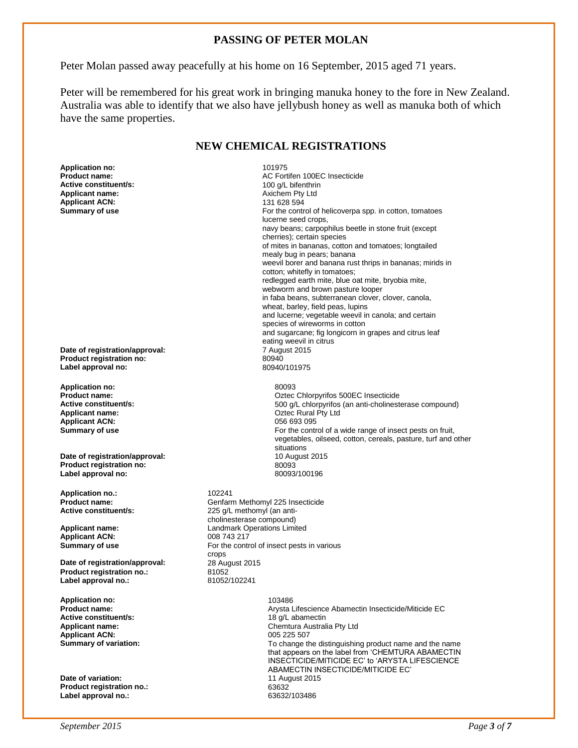## PASSING OF PETER MOLAN

Peter Molan passed away peacefully at his home on 16 September, 2015 aged 71 years.

Peter will be remembered for his great work in bringing manuka honey to the fore in New Zealand. Australia was able to identify that we also have jellybush honey as well as manuka both of which have the same properties.

## NEW CHEMICAL REGISTRATIONS

**Application no:** 101975
**Product name:** AC Fortifen 100EC Insecticide
**Active constituent/s:** 100 g/L bifenthrin
**Applicant name:** Axichem Pty Ltd
**Applicant ACN:** 131 628 594
**Summary of use** For the control of helicoverpa spp. in cotton, tomatoes lucerne seed crops, navy beans; carpophilus beetle in stone fruit (except cherries); certain species of mites in bananas, cotton and tomatoes; longtailed mealy bug in pears; banana weevil borer and banana rust thrips in bananas; mirids in cotton; whitefly in tomatoes; redlegged earth mite, blue oat mite, bryobia mite, webworm and brown pasture looper in faba beans, subterranean clover, clover, canola, wheat, barley, field peas, lupins and lucerne; vegetable weevil in canola; and certain species of wireworms in cotton and sugarcane; fig longicorn in grapes and citrus leaf eating weevil in citrus
**Date of registration/approval:** 7 August 2015
**Product registration no:** 80940
**Label approval no:** 80940/101975

**Application no:** 80093
**Product name:** Oztec Chlorpyrifos 500EC Insecticide
**Active constituent/s:** 500 g/L chlorpyrifos (an anti-cholinesterase compound)
**Applicant name:** Oztec Rural Pty Ltd
**Applicant ACN:** 056 693 095
**Summary of use** For the control of a wide range of insect pests on fruit, vegetables, oilseed, cotton, cereals, pasture, turf and other situations
**Date of registration/approval:** 10 August 2015
**Product registration no:** 80093
**Label approval no:** 80093/100196

**Application no.:** 102241
**Product name:** Genfarm Methomyl 225 Insecticide
**Active constituent/s:** 225 g/L methomyl (an anti-cholinesterase compound)
**Applicant name:** Landmark Operations Limited
**Applicant ACN:** 008 743 217
**Summary of use** For the control of insect pests in various crops
**Date of registration/approval:** 28 August 2015
**Product registration no.:** 81052
**Label approval no.:** 81052/102241

**Application no:** 103486
**Product name:** Arysta Lifescience Abamectin Insecticide/Miticide EC
**Active constituent/s:** 18 g/L abamectin
**Applicant name:** Chemtura Australia Pty Ltd
**Applicant ACN:** 005 225 507
**Summary of variation:** To change the distinguishing product name and the name that appears on the label from 'CHEMTURA ABAMECTIN INSECTICIDE/MITICIDE EC' to 'ARYSTA LIFESCIENCE ABAMECTIN INSECTICIDE/MITICIDE EC'
**Date of variation:** 11 August 2015
**Product registration no.:** 63632
**Label approval no.:** 63632/103486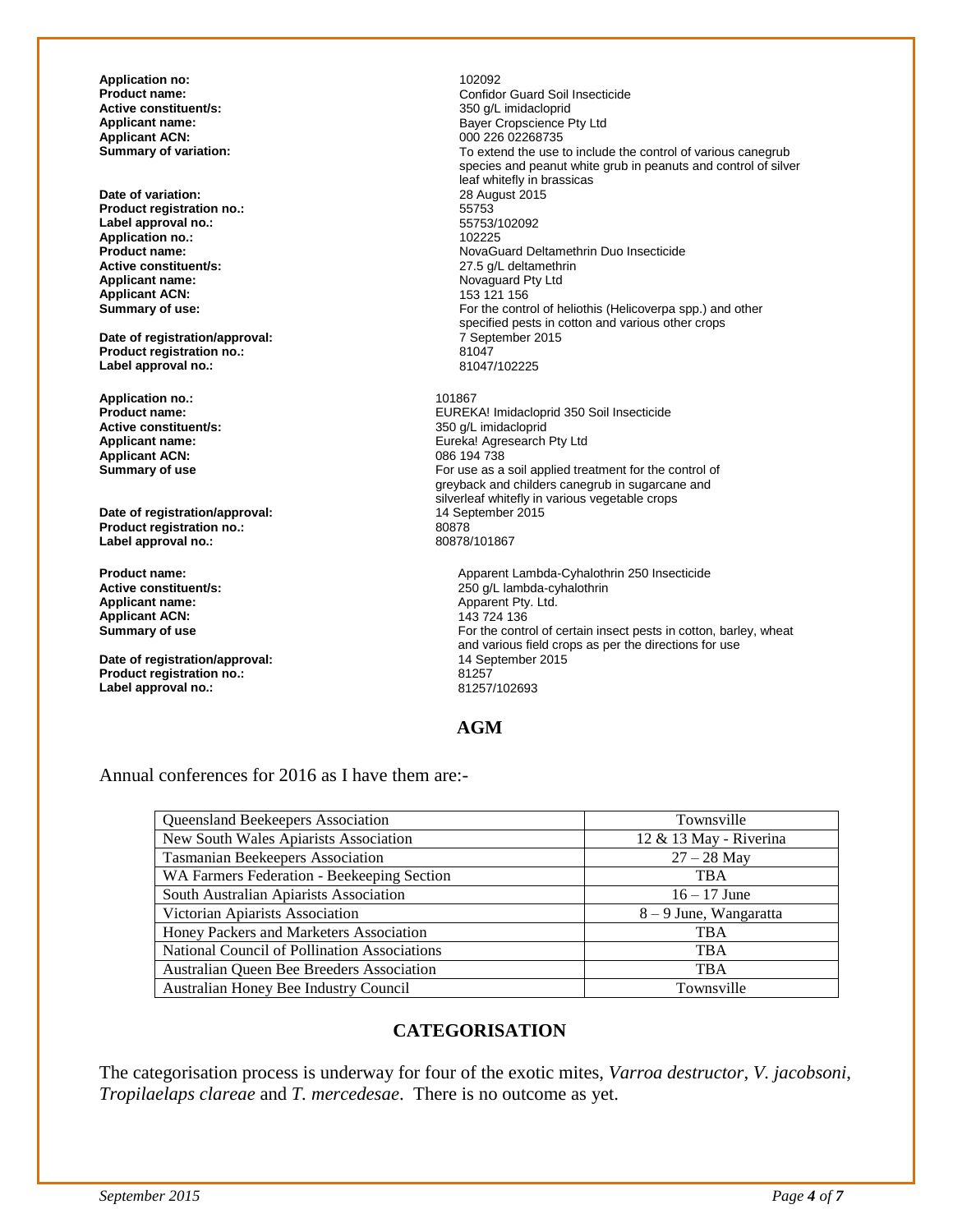**Application no:** 102092
**Product name:** Confidor Guard Soil Insecticide
**Active constituent/s:** 350 g/L imidacloprid
**Applicant name:** Bayer Cropscience Pty Ltd
**Applicant ACN:** 000 226 02268735
**Summary of variation:** To extend the use to include the control of various canegrub species and peanut white grub in peanuts and control of silver leaf whitefly in brassicas
**Date of variation:** 28 August 2015
**Product registration no.:** 55753
**Label approval no.:** 55753/102092

**Application no.:** 102225
**Product name:** NovaGuard Deltamethrin Duo Insecticide
**Active constituent/s:** 27.5 g/L deltamethrin
**Applicant name:** Novaguard Pty Ltd
**Applicant ACN:** 153 121 156
**Summary of use:** For the control of heliothis (Helicoverpa spp.) and other specified pests in cotton and various other crops
**Date of registration/approval:** 7 September 2015
**Product registration no.:** 81047
**Label approval no.:** 81047/102225

**Application no.:** 101867
**Product name:** EUREKA! Imidacloprid 350 Soil Insecticide
**Active constituent/s:** 350 g/L imidacloprid
**Applicant name:** Eureka! Agresearch Pty Ltd
**Applicant ACN:** 086 194 738
**Summary of use** For use as a soil applied treatment for the control of greyback and childers canegrub in sugarcane and silverleaf whitefly in various vegetable crops
**Date of registration/approval:** 14 September 2015
**Product registration no.:** 80878
**Label approval no.:** 80878/101867

**Product name:** Apparent Lambda-Cyhalothrin 250 Insecticide
**Active constituent/s:** 250 g/L lambda-cyhalothrin
**Applicant name:** Apparent Pty. Ltd.
**Applicant ACN:** 143 724 136
**Summary of use** For the control of certain insect pests in cotton, barley, wheat and various field crops as per the directions for use
**Date of registration/approval:** 14 September 2015
**Product registration no.:** 81257
**Label approval no.:** 81257/102693

## AGM

Annual conferences for 2016 as I have them are:-

| Organisation | Date / Location |
|---|---|
| Queensland Beekeepers Association | Townsville |
| New South Wales Apiarists Association | 12 & 13 May - Riverina |
| Tasmanian Beekeepers Association | 27 – 28 May |
| WA Farmers Federation - Beekeeping Section | TBA |
| South Australian Apiarists Association | 16 – 17 June |
| Victorian Apiarists Association | 8 – 9 June, Wangaratta |
| Honey Packers and Marketers Association | TBA |
| National Council of Pollination Associations | TBA |
| Australian Queen Bee Breeders Association | TBA |
| Australian Honey Bee Industry Council | Townsville |

## CATEGORISATION

The categorisation process is underway for four of the exotic mites, *Varroa destructor*, *V. jacobsoni*, *Tropilaelaps clareae* and *T. mercedesae*. There is no outcome as yet.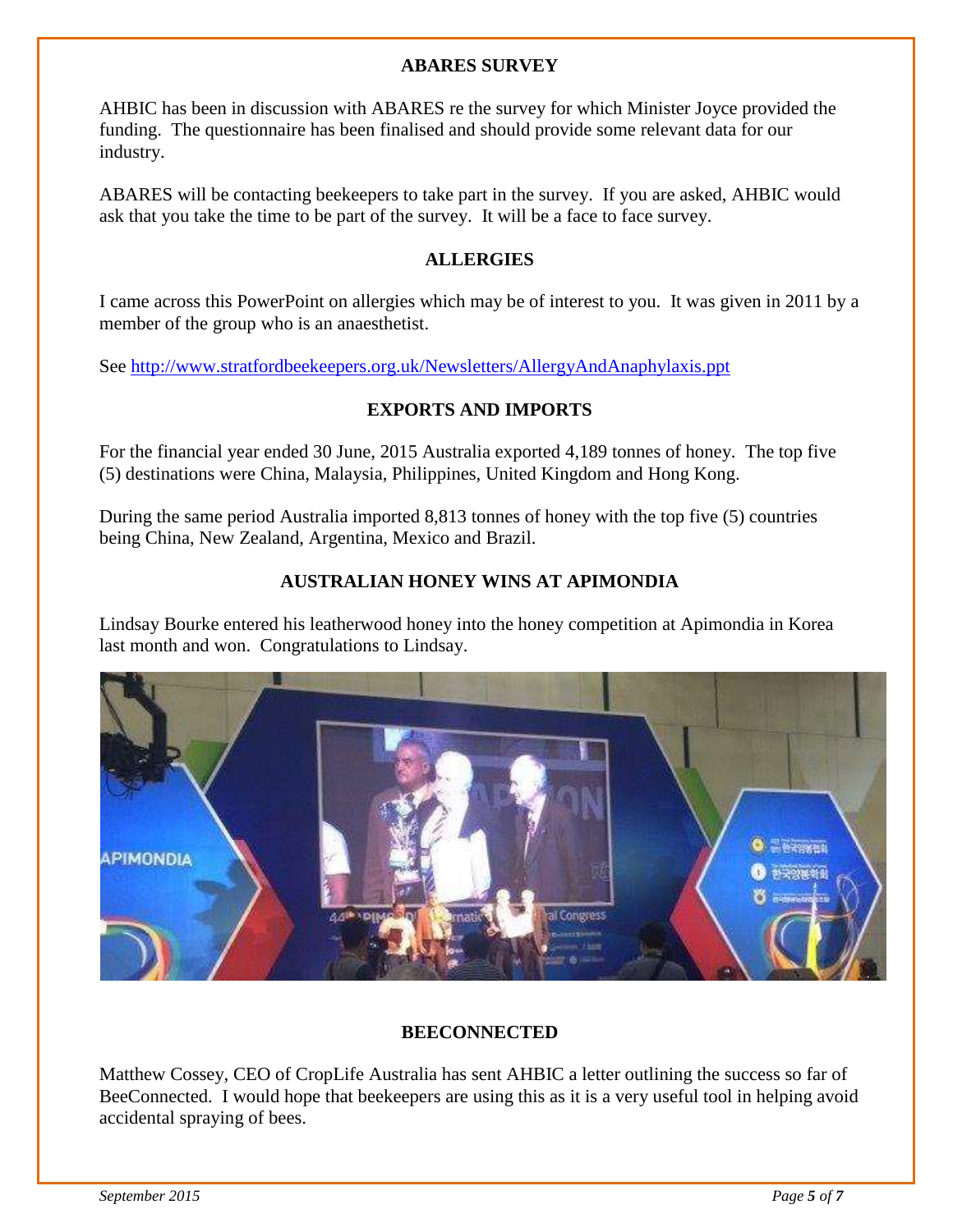## ABARES SURVEY

AHBIC has been in discussion with ABARES re the survey for which Minister Joyce provided the funding. The questionnaire has been finalised and should provide some relevant data for our industry.

ABARES will be contacting beekeepers to take part in the survey. If you are asked, AHBIC would ask that you take the time to be part of the survey. It will be a face to face survey.

## ALLERGIES

I came across this PowerPoint on allergies which may be of interest to you. It was given in 2011 by a member of the group who is an anaesthetist.

See http://www.stratfordbeekeepers.org.uk/Newsletters/AllergyAndAnaphylaxis.ppt

## EXPORTS AND IMPORTS

For the financial year ended 30 June, 2015 Australia exported 4,189 tonnes of honey. The top five (5) destinations were China, Malaysia, Philippines, United Kingdom and Hong Kong.

During the same period Australia imported 8,813 tonnes of honey with the top five (5) countries being China, New Zealand, Argentina, Mexico and Brazil.

## AUSTRALIAN HONEY WINS AT APIMONDIA

Lindsay Bourke entered his leatherwood honey into the honey competition at Apimondia in Korea last month and won. Congratulations to Lindsay.

## BEECONNECTED

Matthew Cossey, CEO of CropLife Australia has sent AHBIC a letter outlining the success so far of BeeConnected. I would hope that beekeepers are using this as it is a very useful tool in helping avoid accidental spraying of bees.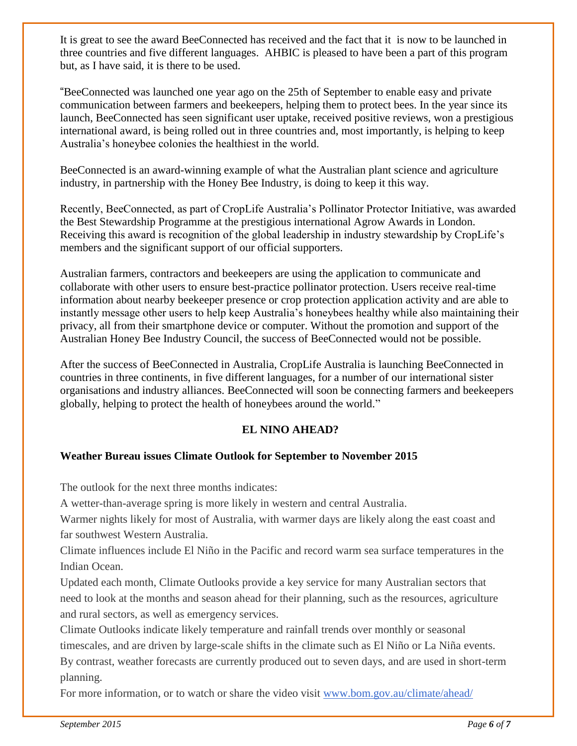It is great to see the award BeeConnected has received and the fact that it is now to be launched in three countries and five different languages. AHBIC is pleased to have been a part of this program but, as I have said, it is there to be used.

"BeeConnected was launched one year ago on the 25th of September to enable easy and private communication between farmers and beekeepers, helping them to protect bees. In the year since its launch, BeeConnected has seen significant user uptake, received positive reviews, won a prestigious international award, is being rolled out in three countries and, most importantly, is helping to keep Australia's honeybee colonies the healthiest in the world.

BeeConnected is an award-winning example of what the Australian plant science and agriculture industry, in partnership with the Honey Bee Industry, is doing to keep it this way.

Recently, BeeConnected, as part of CropLife Australia's Pollinator Protector Initiative, was awarded the Best Stewardship Programme at the prestigious international Agrow Awards in London. Receiving this award is recognition of the global leadership in industry stewardship by CropLife's members and the significant support of our official supporters.

Australian farmers, contractors and beekeepers are using the application to communicate and collaborate with other users to ensure best-practice pollinator protection. Users receive real-time information about nearby beekeeper presence or crop protection application activity and are able to instantly message other users to help keep Australia's honeybees healthy while also maintaining their privacy, all from their smartphone device or computer. Without the promotion and support of the Australian Honey Bee Industry Council, the success of BeeConnected would not be possible.

After the success of BeeConnected in Australia, CropLife Australia is launching BeeConnected in countries in three continents, in five different languages, for a number of our international sister organisations and industry alliances. BeeConnected will soon be connecting farmers and beekeepers globally, helping to protect the health of honeybees around the world."

## EL NINO AHEAD?

**Weather Bureau issues Climate Outlook for September to November 2015**

The outlook for the next three months indicates:

A wetter-than-average spring is more likely in western and central Australia.

Warmer nights likely for most of Australia, with warmer days are likely along the east coast and far southwest Western Australia.

Climate influences include El Niño in the Pacific and record warm sea surface temperatures in the Indian Ocean.

Updated each month, Climate Outlooks provide a key service for many Australian sectors that need to look at the months and season ahead for their planning, such as the resources, agriculture and rural sectors, as well as emergency services.

Climate Outlooks indicate likely temperature and rainfall trends over monthly or seasonal timescales, and are driven by large-scale shifts in the climate such as El Niño or La Niña events. By contrast, weather forecasts are currently produced out to seven days, and are used in short-term planning.

For more information, or to watch or share the video visit [www.bom.gov.au/climate/ahead/](http://www.bom.gov.au/climate/ahead/)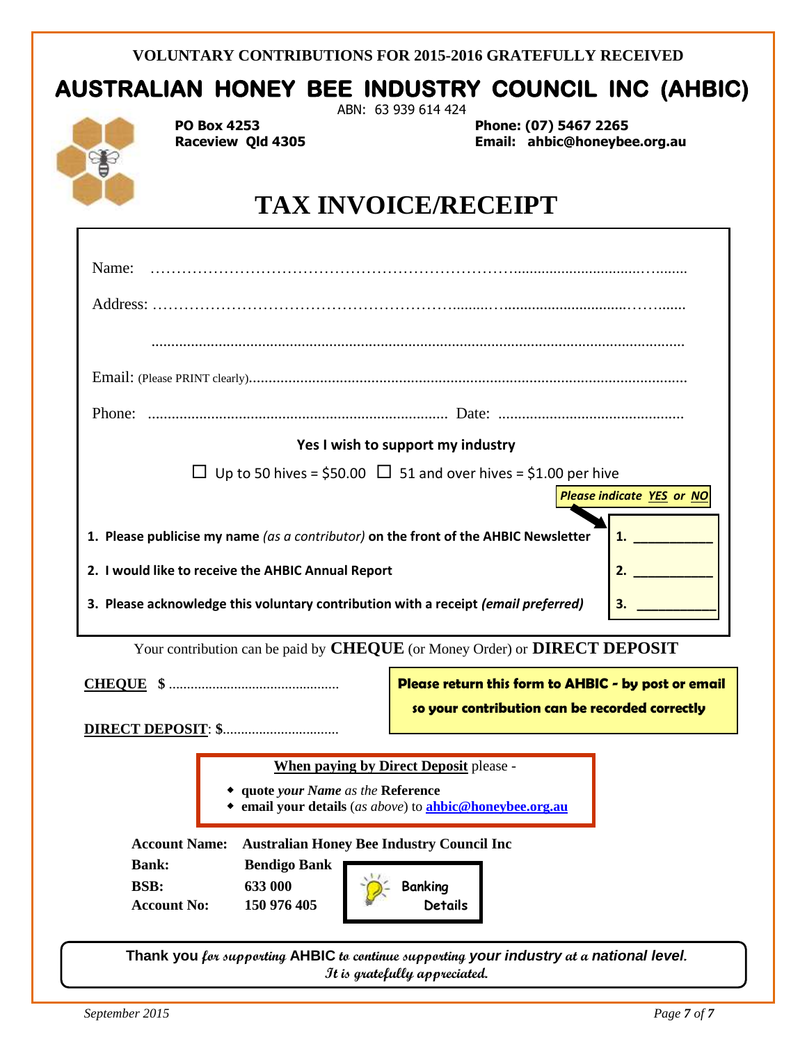VOLUNTARY CONTRIBUTIONS FOR 2015-2016 GRATEFULLY RECEIVED

# AUSTRALIAN HONEY BEE INDUSTRY COUNCIL INC (AHBIC)

ABN: 63 939 614 424

**PO Box 4253**
**Raceview Qld 4305**

**Phone: (07) 5467 2265**
**Email: ahbic@honeybee.org.au**

# TAX INVOICE/RECEIPT

Name: ……………………………………………………………………………………………

Address: ……………………………………………………………………………………………

……………………………………………………………………………………………

Email: (Please PRINT clearly)……………………………………………………………………

Phone: ……………………………………………… Date: ………………………………

**Yes I wish to support my industry**

☐ Up to 50 hives = $50.00 ☐ 51 and over hives = $1.00 per hive

***Please indicate YES or NO***

1. **Please publicise my name** *(as a contributor)* **on the front of the AHBIC Newsletter** — 1. ________
2. **I would like to receive the AHBIC Annual Report** — 2. ________
3. **Please acknowledge this voluntary contribution with a receipt** ***(email preferred)*** — 3. ________

Your contribution can be paid by **CHEQUE** (or Money Order) or **DIRECT DEPOSIT**

**CHEQUE $** ………………………………

**DIRECT DEPOSIT: $**………………………

**Please return this form to AHBIC - by post or email so your contribution can be recorded correctly**

**When paying by Direct Deposit** please -

- **quote** ***your Name*** *as the* **Reference**
- **email your details** (*as above*) to **ahbic@honeybee.org.au**

| | |
|---|---|
| **Account Name:** | **Australian Honey Bee Industry Council Inc** |
| **Bank:** | **Bendigo Bank** |
| **BSB:** | **633 000** |
| **Account No:** | **150 976 405** |

Banking Details

**Thank you** *for supporting* **AHBIC** *to continue supporting* ***your industry*** *at a* ***national level.*** *It is gratefully appreciated.*

*September 2015*